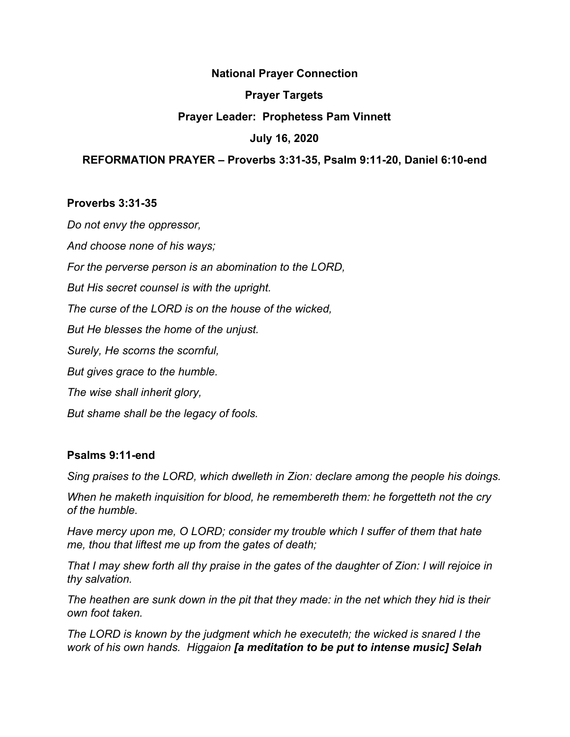**National Prayer Connection**

**Prayer Targets**

**Prayer Leader: Prophetess Pam Vinnett**

**July 16, 2020**

**REFORMATION PRAYER – Proverbs 3:31-35, Psalm 9:11-20, Daniel 6:10-end**

**Proverbs 3:31-35**

*Do not envy the oppressor,*

*And choose none of his ways;*

*For the perverse person is an abomination to the LORD,*

*But His secret counsel is with the upright.*

*The curse of the LORD is on the house of the wicked,*

*But He blesses the home of the unjust.*

*Surely, He scorns the scornful,*

*But gives grace to the humble.*

*The wise shall inherit glory,*

*But shame shall be the legacy of fools.*

**Psalms 9:11-end**

*Sing praises to the LORD, which dwelleth in Zion: declare among the people his doings.*

*When he maketh inquisition for blood, he remembereth them: he forgetteth not the cry of the humble.*

*Have mercy upon me, O LORD; consider my trouble which I suffer of them that hate me, thou that liftest me up from the gates of death;*

*That I may shew forth all thy praise in the gates of the daughter of Zion: I will rejoice in thy salvation.*

*The heathen are sunk down in the pit that they made: in the net which they hid is their own foot taken.*

*The LORD is known by the judgment which he executeth; the wicked is snared I the work of his own hands. Higgaion* ***[a meditation to be put to intense music] Selah***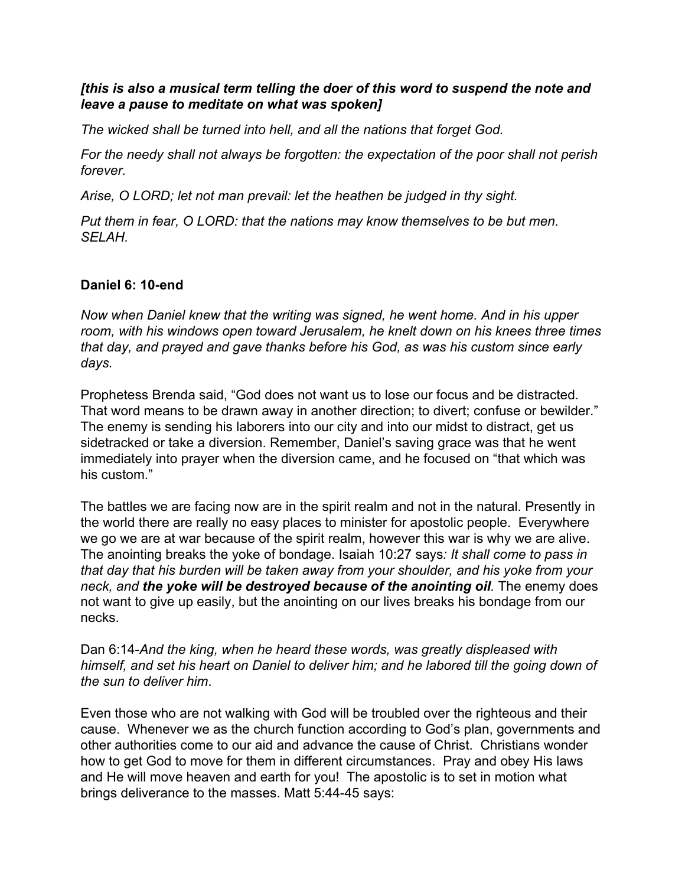***[this is also a musical term telling the doer of this word to suspend the note and leave a pause to meditate on what was spoken]***

*The wicked shall be turned into hell, and all the nations that forget God.*

*For the needy shall not always be forgotten: the expectation of the poor shall not perish forever.*

*Arise, O LORD; let not man prevail: let the heathen be judged in thy sight.*

*Put them in fear, O LORD: that the nations may know themselves to be but men. SELAH.*

**Daniel 6: 10-end**

*Now when Daniel knew that the writing was signed, he went home. And in his upper room, with his windows open toward Jerusalem, he knelt down on his knees three times that day, and prayed and gave thanks before his God, as was his custom since early days.*

Prophetess Brenda said, "God does not want us to lose our focus and be distracted. That word means to be drawn away in another direction; to divert; confuse or bewilder." The enemy is sending his laborers into our city and into our midst to distract, get us sidetracked or take a diversion. Remember, Daniel's saving grace was that he went immediately into prayer when the diversion came, and he focused on "that which was his custom."

The battles we are facing now are in the spirit realm and not in the natural. Presently in the world there are really no easy places to minister for apostolic people. Everywhere we go we are at war because of the spirit realm, however this war is why we are alive. The anointing breaks the yoke of bondage. Isaiah 10:27 says*: It shall come to pass in that day that his burden will be taken away from your shoulder, and his yoke from your neck, and **the yoke will be destroyed because of the anointing oil**.* The enemy does not want to give up easily, but the anointing on our lives breaks his bondage from our necks.

Dan 6:14-*And the king, when he heard these words, was greatly displeased with himself, and set his heart on Daniel to deliver him; and he labored till the going down of the sun to deliver him*.

Even those who are not walking with God will be troubled over the righteous and their cause. Whenever we as the church function according to God's plan, governments and other authorities come to our aid and advance the cause of Christ. Christians wonder how to get God to move for them in different circumstances. Pray and obey His laws and He will move heaven and earth for you! The apostolic is to set in motion what brings deliverance to the masses. Matt 5:44-45 says: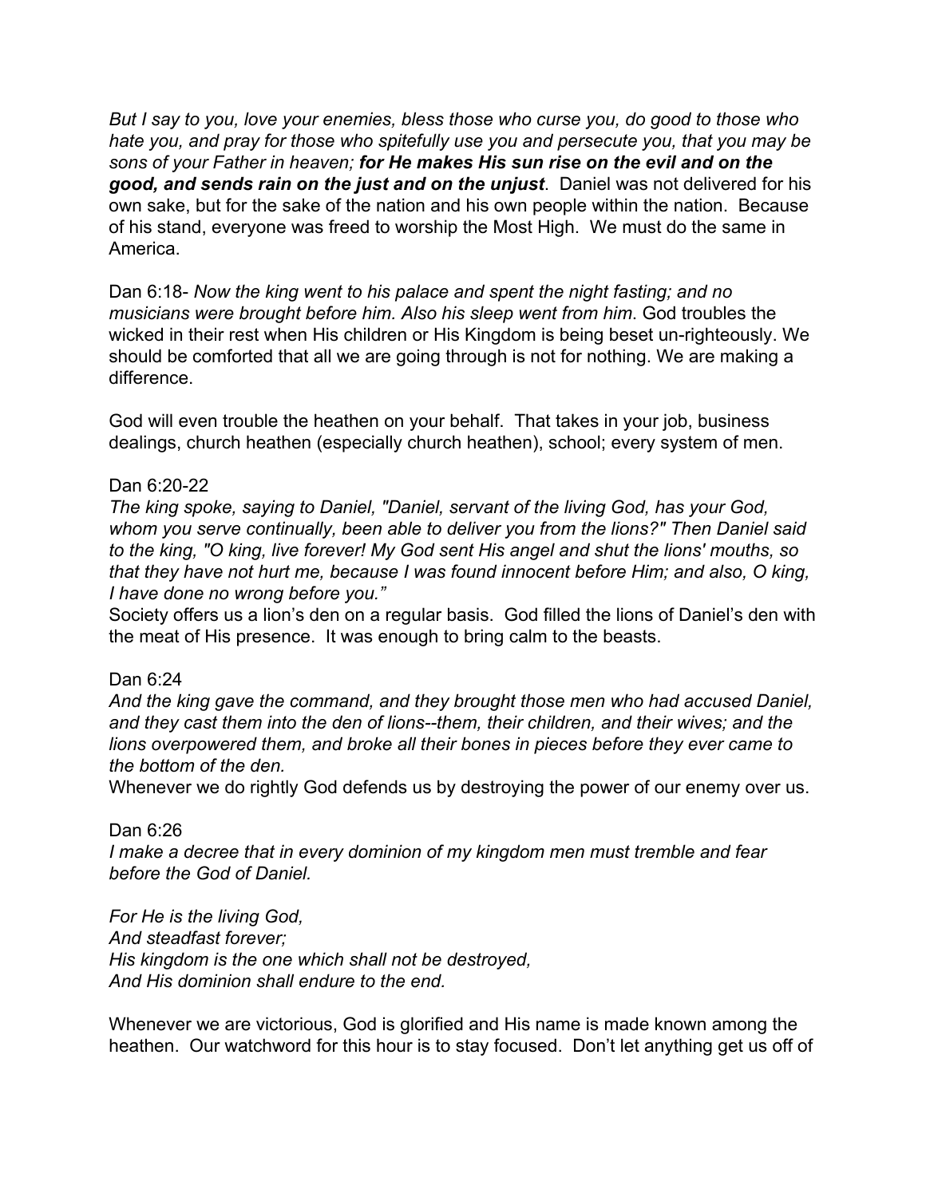*But I say to you, love your enemies, bless those who curse you, do good to those who hate you, and pray for those who spitefully use you and persecute you, that you may be sons of your Father in heaven;* ***for He makes His sun rise on the evil and on the good, and sends rain on the just and on the unjust***. Daniel was not delivered for his own sake, but for the sake of the nation and his own people within the nation. Because of his stand, everyone was freed to worship the Most High. We must do the same in America.

Dan 6:18- *Now the king went to his palace and spent the night fasting; and no musicians were brought before him. Also his sleep went from him*. God troubles the wicked in their rest when His children or His Kingdom is being beset un-righteously. We should be comforted that all we are going through is not for nothing. We are making a difference.

God will even trouble the heathen on your behalf. That takes in your job, business dealings, church heathen (especially church heathen), school; every system of men.

Dan 6:20-22

*The king spoke, saying to Daniel, "Daniel, servant of the living God, has your God, whom you serve continually, been able to deliver you from the lions?" Then Daniel said to the king, "O king, live forever! My God sent His angel and shut the lions' mouths, so that they have not hurt me, because I was found innocent before Him; and also, O king, I have done no wrong before you."*

Society offers us a lion's den on a regular basis. God filled the lions of Daniel's den with the meat of His presence. It was enough to bring calm to the beasts.

Dan 6:24

*And the king gave the command, and they brought those men who had accused Daniel, and they cast them into the den of lions--them, their children, and their wives; and the lions overpowered them, and broke all their bones in pieces before they ever came to the bottom of the den.*

Whenever we do rightly God defends us by destroying the power of our enemy over us.

Dan 6:26

*I make a decree that in every dominion of my kingdom men must tremble and fear before the God of Daniel.*

*For He is the living God,*
*And steadfast forever;*
*His kingdom is the one which shall not be destroyed,*
*And His dominion shall endure to the end.*

Whenever we are victorious, God is glorified and His name is made known among the heathen. Our watchword for this hour is to stay focused. Don't let anything get us off of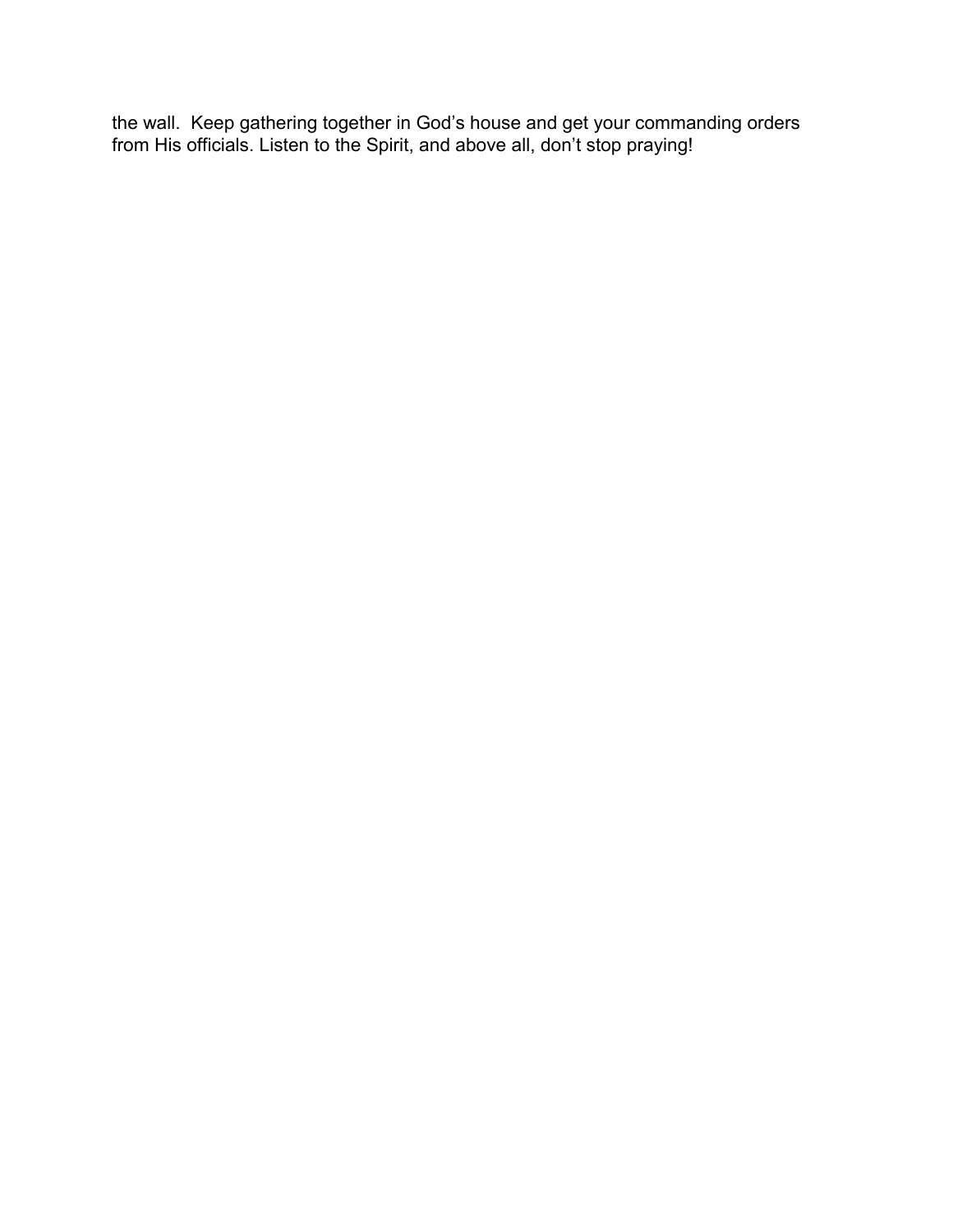the wall. Keep gathering together in God's house and get your commanding orders from His officials. Listen to the Spirit, and above all, don't stop praying!